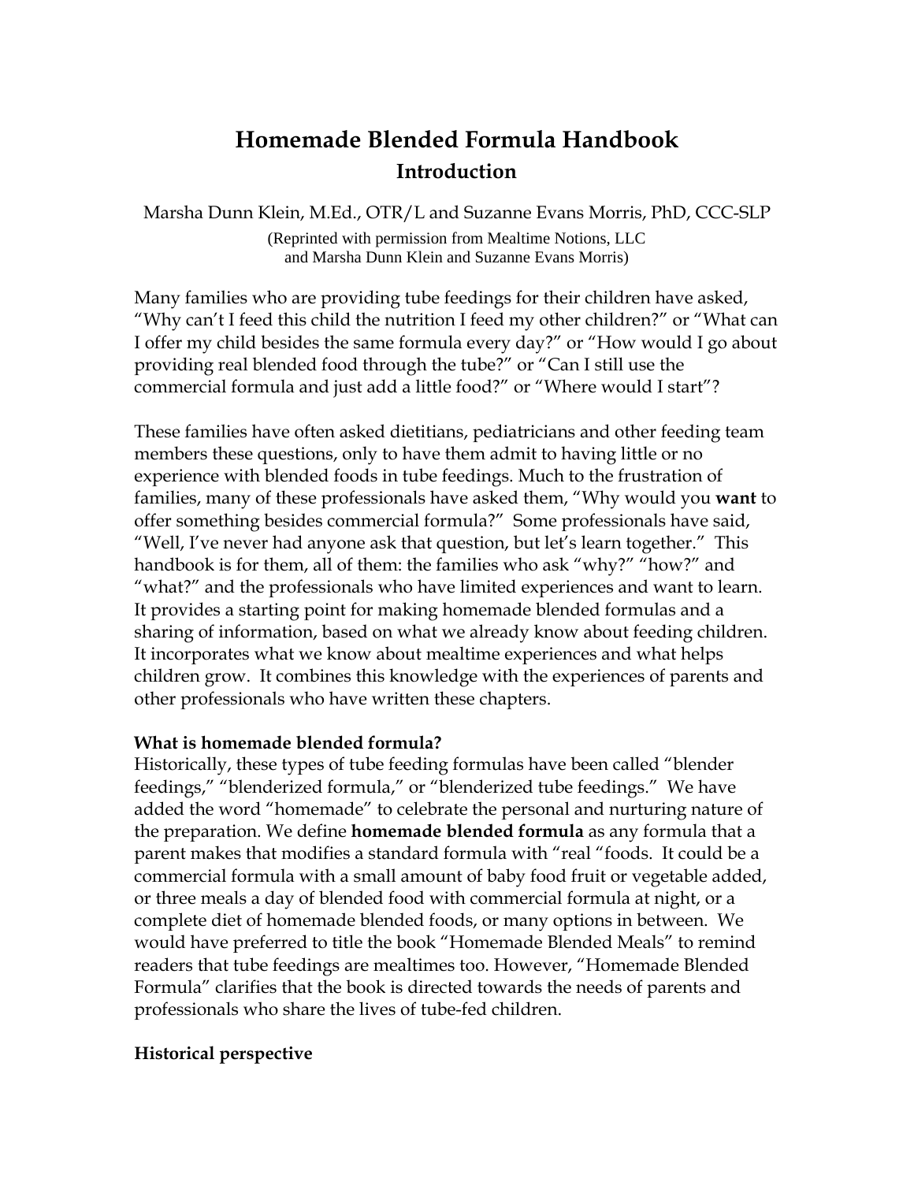# Homemade Blended Formula Handbook

## Introduction

Marsha Dunn Klein, M.Ed., OTR/L and Suzanne Evans Morris, PhD, CCC-SLP

(Reprinted with permission from Mealtime Notions, LLC and Marsha Dunn Klein and Suzanne Evans Morris)

Many families who are providing tube feedings for their children have asked, "Why can't I feed this child the nutrition I feed my other children?" or "What can I offer my child besides the same formula every day?" or "How would I go about providing real blended food through the tube?" or "Can I still use the commercial formula and just add a little food?" or "Where would I start"?

These families have often asked dietitians, pediatricians and other feeding team members these questions, only to have them admit to having little or no experience with blended foods in tube feedings. Much to the frustration of families, many of these professionals have asked them, "Why would you **want** to offer something besides commercial formula?" Some professionals have said, "Well, I've never had anyone ask that question, but let's learn together." This handbook is for them, all of them: the families who ask "why?" "how?" and "what?" and the professionals who have limited experiences and want to learn. It provides a starting point for making homemade blended formulas and a sharing of information, based on what we already know about feeding children. It incorporates what we know about mealtime experiences and what helps children grow. It combines this knowledge with the experiences of parents and other professionals who have written these chapters.

**What is homemade blended formula?**

Historically, these types of tube feeding formulas have been called "blender feedings," "blenderized formula," or "blenderized tube feedings." We have added the word "homemade" to celebrate the personal and nurturing nature of the preparation. We define **homemade blended formula** as any formula that a parent makes that modifies a standard formula with "real "foods. It could be a commercial formula with a small amount of baby food fruit or vegetable added, or three meals a day of blended food with commercial formula at night, or a complete diet of homemade blended foods, or many options in between. We would have preferred to title the book "Homemade Blended Meals" to remind readers that tube feedings are mealtimes too. However, "Homemade Blended Formula" clarifies that the book is directed towards the needs of parents and professionals who share the lives of tube-fed children.

**Historical perspective**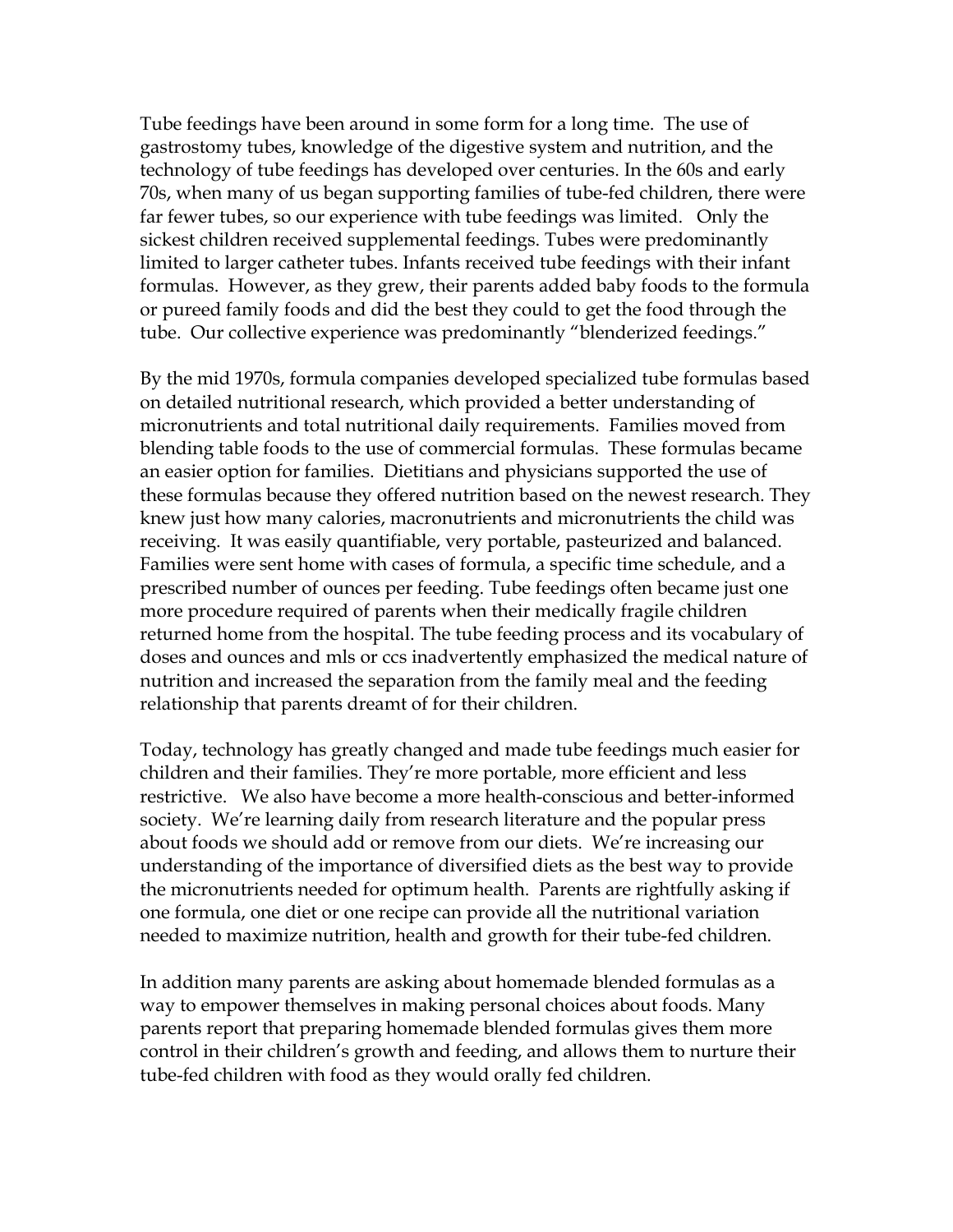Tube feedings have been around in some form for a long time. The use of gastrostomy tubes, knowledge of the digestive system and nutrition, and the technology of tube feedings has developed over centuries. In the 60s and early 70s, when many of us began supporting families of tube-fed children, there were far fewer tubes, so our experience with tube feedings was limited. Only the sickest children received supplemental feedings. Tubes were predominantly limited to larger catheter tubes. Infants received tube feedings with their infant formulas. However, as they grew, their parents added baby foods to the formula or pureed family foods and did the best they could to get the food through the tube. Our collective experience was predominantly "blenderized feedings."

By the mid 1970s, formula companies developed specialized tube formulas based on detailed nutritional research, which provided a better understanding of micronutrients and total nutritional daily requirements. Families moved from blending table foods to the use of commercial formulas. These formulas became an easier option for families. Dietitians and physicians supported the use of these formulas because they offered nutrition based on the newest research. They knew just how many calories, macronutrients and micronutrients the child was receiving. It was easily quantifiable, very portable, pasteurized and balanced. Families were sent home with cases of formula, a specific time schedule, and a prescribed number of ounces per feeding. Tube feedings often became just one more procedure required of parents when their medically fragile children returned home from the hospital. The tube feeding process and its vocabulary of doses and ounces and mls or ccs inadvertently emphasized the medical nature of nutrition and increased the separation from the family meal and the feeding relationship that parents dreamt of for their children.

Today, technology has greatly changed and made tube feedings much easier for children and their families. They're more portable, more efficient and less restrictive. We also have become a more health-conscious and better-informed society. We're learning daily from research literature and the popular press about foods we should add or remove from our diets. We're increasing our understanding of the importance of diversified diets as the best way to provide the micronutrients needed for optimum health. Parents are rightfully asking if one formula, one diet or one recipe can provide all the nutritional variation needed to maximize nutrition, health and growth for their tube-fed children.

In addition many parents are asking about homemade blended formulas as a way to empower themselves in making personal choices about foods. Many parents report that preparing homemade blended formulas gives them more control in their children's growth and feeding, and allows them to nurture their tube-fed children with food as they would orally fed children.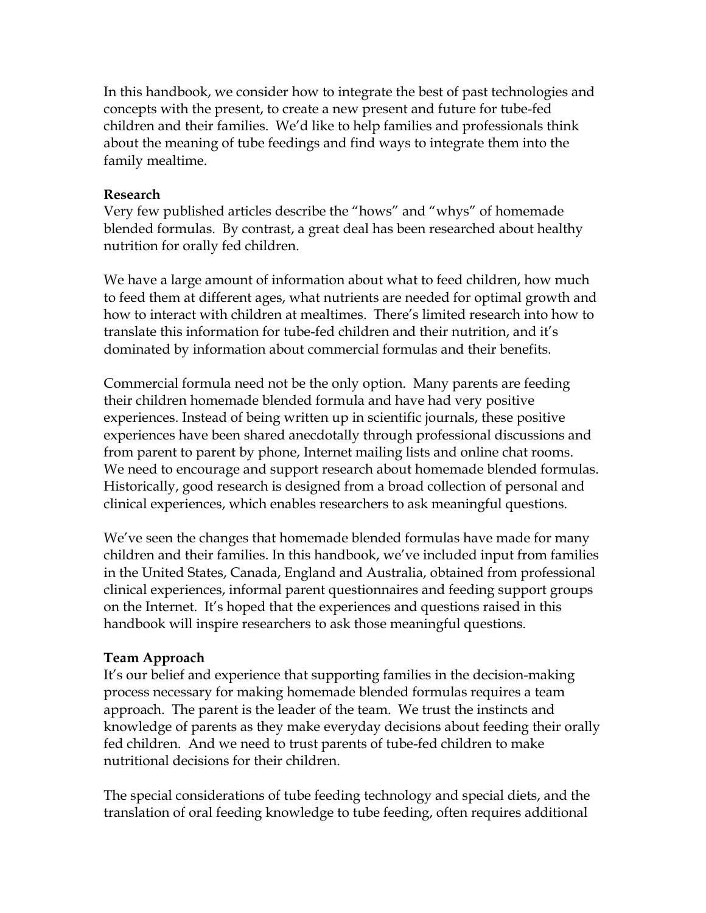In this handbook, we consider how to integrate the best of past technologies and concepts with the present, to create a new present and future for tube-fed children and their families. We'd like to help families and professionals think about the meaning of tube feedings and find ways to integrate them into the family mealtime.

**Research**

Very few published articles describe the "hows" and "whys" of homemade blended formulas. By contrast, a great deal has been researched about healthy nutrition for orally fed children.

We have a large amount of information about what to feed children, how much to feed them at different ages, what nutrients are needed for optimal growth and how to interact with children at mealtimes. There's limited research into how to translate this information for tube-fed children and their nutrition, and it's dominated by information about commercial formulas and their benefits.

Commercial formula need not be the only option. Many parents are feeding their children homemade blended formula and have had very positive experiences. Instead of being written up in scientific journals, these positive experiences have been shared anecdotally through professional discussions and from parent to parent by phone, Internet mailing lists and online chat rooms. We need to encourage and support research about homemade blended formulas. Historically, good research is designed from a broad collection of personal and clinical experiences, which enables researchers to ask meaningful questions.

We've seen the changes that homemade blended formulas have made for many children and their families. In this handbook, we've included input from families in the United States, Canada, England and Australia, obtained from professional clinical experiences, informal parent questionnaires and feeding support groups on the Internet. It's hoped that the experiences and questions raised in this handbook will inspire researchers to ask those meaningful questions.

**Team Approach**

It's our belief and experience that supporting families in the decision-making process necessary for making homemade blended formulas requires a team approach. The parent is the leader of the team. We trust the instincts and knowledge of parents as they make everyday decisions about feeding their orally fed children. And we need to trust parents of tube-fed children to make nutritional decisions for their children.

The special considerations of tube feeding technology and special diets, and the translation of oral feeding knowledge to tube feeding, often requires additional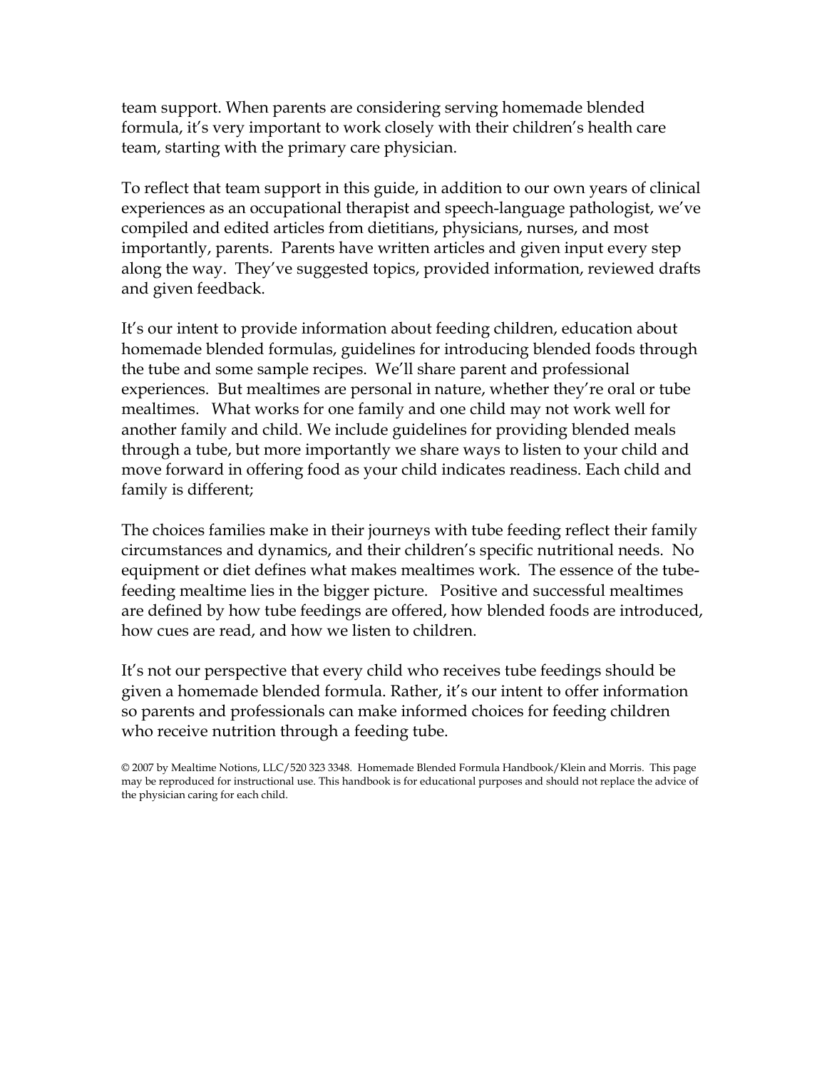team support. When parents are considering serving homemade blended formula, it's very important to work closely with their children's health care team, starting with the primary care physician.

To reflect that team support in this guide, in addition to our own years of clinical experiences as an occupational therapist and speech-language pathologist, we've compiled and edited articles from dietitians, physicians, nurses, and most importantly, parents. Parents have written articles and given input every step along the way. They've suggested topics, provided information, reviewed drafts and given feedback.

It's our intent to provide information about feeding children, education about homemade blended formulas, guidelines for introducing blended foods through the tube and some sample recipes. We'll share parent and professional experiences. But mealtimes are personal in nature, whether they're oral or tube mealtimes. What works for one family and one child may not work well for another family and child. We include guidelines for providing blended meals through a tube, but more importantly we share ways to listen to your child and move forward in offering food as your child indicates readiness. Each child and family is different;

The choices families make in their journeys with tube feeding reflect their family circumstances and dynamics, and their children's specific nutritional needs. No equipment or diet defines what makes mealtimes work. The essence of the tube-feeding mealtime lies in the bigger picture. Positive and successful mealtimes are defined by how tube feedings are offered, how blended foods are introduced, how cues are read, and how we listen to children.

It's not our perspective that every child who receives tube feedings should be given a homemade blended formula. Rather, it's our intent to offer information so parents and professionals can make informed choices for feeding children who receive nutrition through a feeding tube.

© 2007 by Mealtime Notions, LLC/520 323 3348. Homemade Blended Formula Handbook/Klein and Morris. This page may be reproduced for instructional use. This handbook is for educational purposes and should not replace the advice of the physician caring for each child.